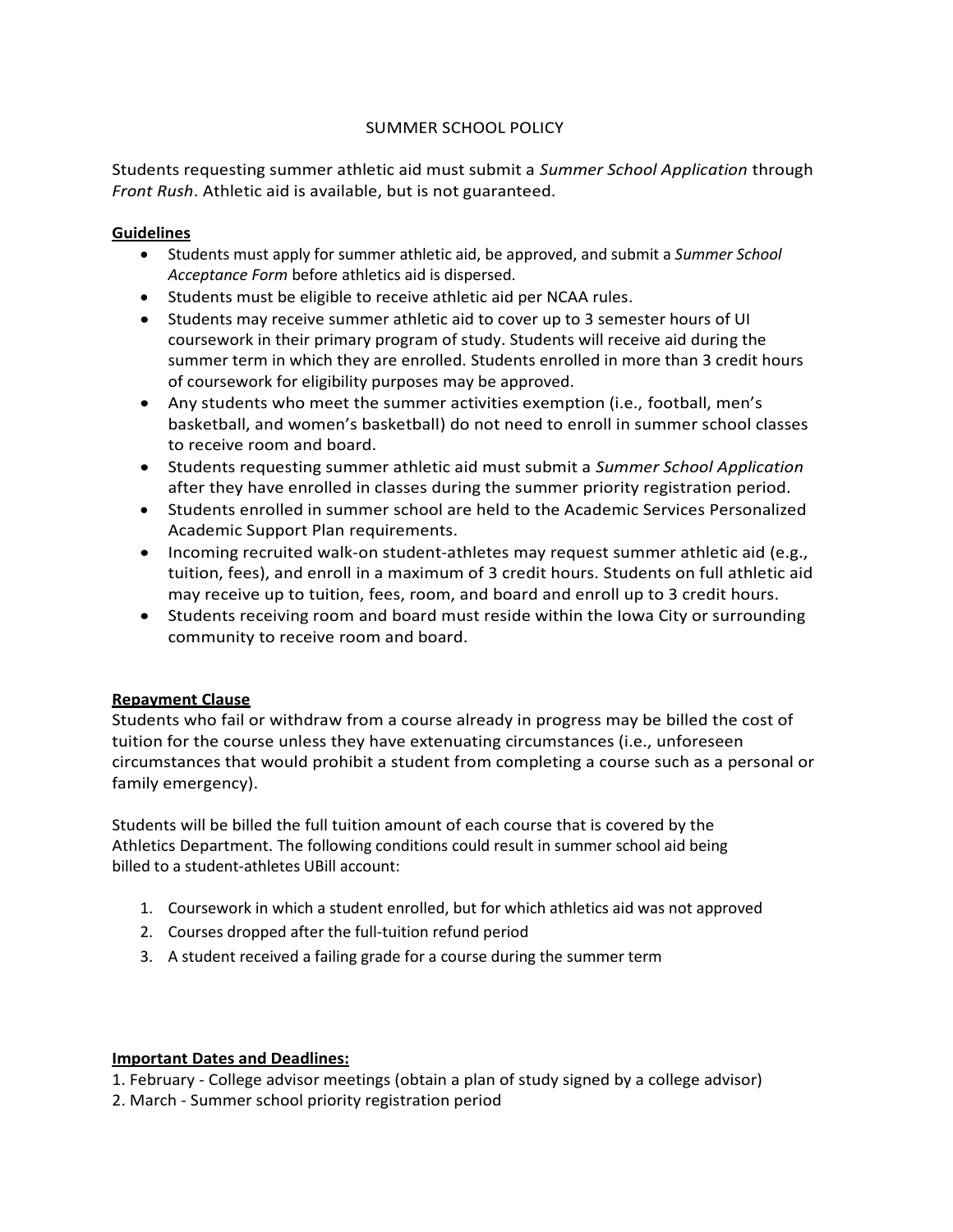# SUMMER SCHOOL POLICY

Students requesting summer athletic aid must submit a *Summer School Application* through *Front Rush*. Athletic aid is available, but is not guaranteed.

## Guidelines

- Students must apply for summer athletic aid, be approved, and submit a *Summer School Acceptance Form* before athletics aid is dispersed.
- Students must be eligible to receive athletic aid per NCAA rules.
- Students may receive summer athletic aid to cover up to 3 semester hours of UI coursework in their primary program of study. Students will receive aid during the summer term in which they are enrolled. Students enrolled in more than 3 credit hours of coursework for eligibility purposes may be approved.
- Any students who meet the summer activities exemption (i.e., football, men's basketball, and women's basketball) do not need to enroll in summer school classes to receive room and board.
- Students requesting summer athletic aid must submit a *Summer School Application* after they have enrolled in classes during the summer priority registration period.
- Students enrolled in summer school are held to the Academic Services Personalized Academic Support Plan requirements.
- Incoming recruited walk-on student-athletes may request summer athletic aid (e.g., tuition, fees), and enroll in a maximum of 3 credit hours. Students on full athletic aid may receive up to tuition, fees, room, and board and enroll up to 3 credit hours.
- Students receiving room and board must reside within the Iowa City or surrounding community to receive room and board.

## Repayment Clause

Students who fail or withdraw from a course already in progress may be billed the cost of tuition for the course unless they have extenuating circumstances (i.e., unforeseen circumstances that would prohibit a student from completing a course such as a personal or family emergency).

Students will be billed the full tuition amount of each course that is covered by the Athletics Department. The following conditions could result in summer school aid being billed to a student-athletes UBill account:

1. Coursework in which a student enrolled, but for which athletics aid was not approved
2. Courses dropped after the full-tuition refund period
3. A student received a failing grade for a course during the summer term

## Important Dates and Deadlines:

1. February - College advisor meetings (obtain a plan of study signed by a college advisor)
2. March - Summer school priority registration period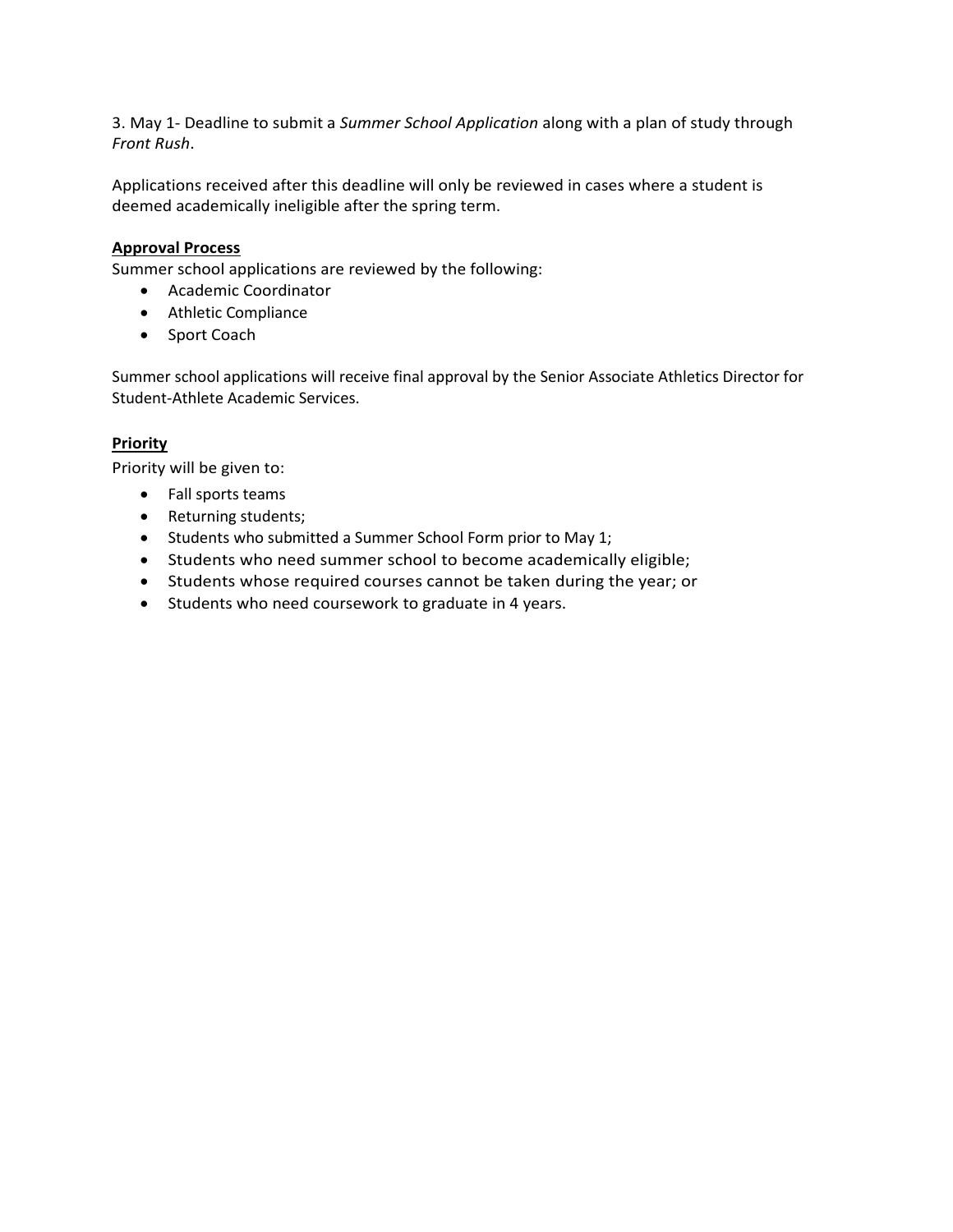3. May 1- Deadline to submit a *Summer School Application* along with a plan of study through *Front Rush*.

Applications received after this deadline will only be reviewed in cases where a student is deemed academically ineligible after the spring term.

**Approval Process**

Summer school applications are reviewed by the following:

- Academic Coordinator
- Athletic Compliance
- Sport Coach

Summer school applications will receive final approval by the Senior Associate Athletics Director for Student-Athlete Academic Services.

**Priority**

Priority will be given to:

- Fall sports teams
- Returning students;
- Students who submitted a Summer School Form prior to May 1;
- Students who need summer school to become academically eligible;
- Students whose required courses cannot be taken during the year; or
- Students who need coursework to graduate in 4 years.